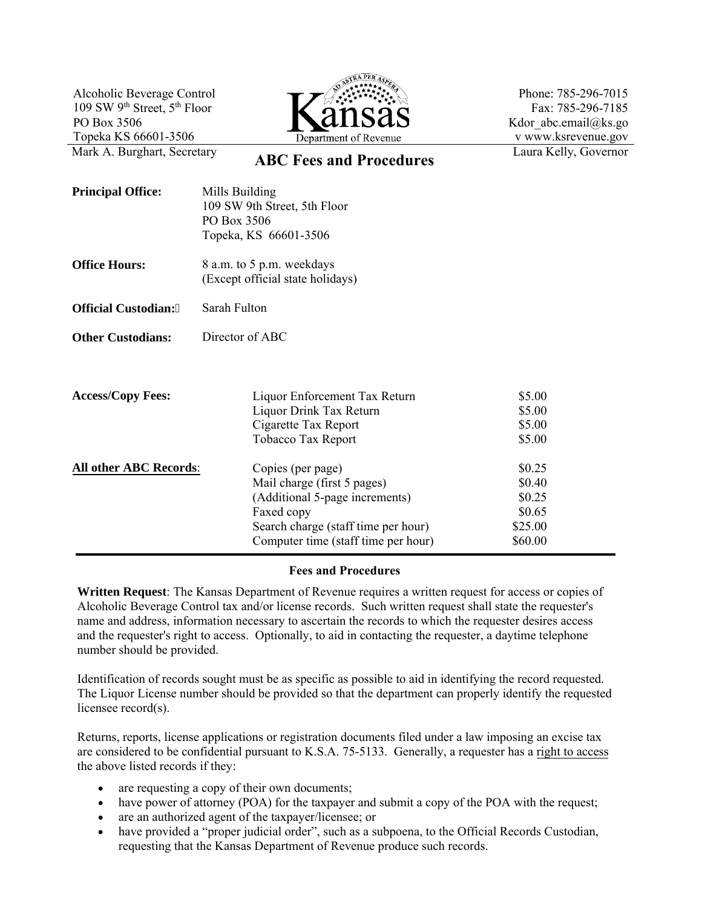Alcoholic Beverage Control
109 SW 9th Street, 5th Floor
PO Box 3506
Topeka KS 66601-3506

Mark A. Burghart, Secretary

Kansas Department of Revenue

Phone: 785-296-7015
Fax: 785-296-7185
Kdor_abc.email@ks.gov
www.ksrevenue.gov

Laura Kelly, Governor

# ABC Fees and Procedures

**Principal Office:** Mills Building
109 SW 9th Street, 5th Floor
PO Box 3506
Topeka, KS 66601-3506

**Office Hours:** 8 a.m. to 5 p.m. weekdays
(Except official state holidays)

**Official Custodian:** Sarah Fulton

**Other Custodians:** Director of ABC

| | | |
|---|---|---|
| **Access/Copy Fees:** | Liquor Enforcement Tax Return | $5.00 |
| | Liquor Drink Tax Return | $5.00 |
| | Cigarette Tax Report | $5.00 |
| | Tobacco Tax Report | $5.00 |
| **All other ABC Records:** | Copies (per page) | $0.25 |
| | Mail charge (first 5 pages) | $0.40 |
| | (Additional 5-page increments) | $0.25 |
| | Faxed copy | $0.65 |
| | Search charge (staff time per hour) | $25.00 |
| | Computer time (staff time per hour) | $60.00 |

## Fees and Procedures

**Written Request**: The Kansas Department of Revenue requires a written request for access or copies of Alcoholic Beverage Control tax and/or license records. Such written request shall state the requester's name and address, information necessary to ascertain the records to which the requester desires access and the requester's right to access. Optionally, to aid in contacting the requester, a daytime telephone number should be provided.

Identification of records sought must be as specific as possible to aid in identifying the record requested. The Liquor License number should be provided so that the department can properly identify the requested licensee record(s).

Returns, reports, license applications or registration documents filed under a law imposing an excise tax are considered to be confidential pursuant to K.S.A. 75-5133. Generally, a requester has a right to access the above listed records if they:

- are requesting a copy of their own documents;
- have power of attorney (POA) for the taxpayer and submit a copy of the POA with the request;
- are an authorized agent of the taxpayer/licensee; or
- have provided a "proper judicial order", such as a subpoena, to the Official Records Custodian, requesting that the Kansas Department of Revenue produce such records.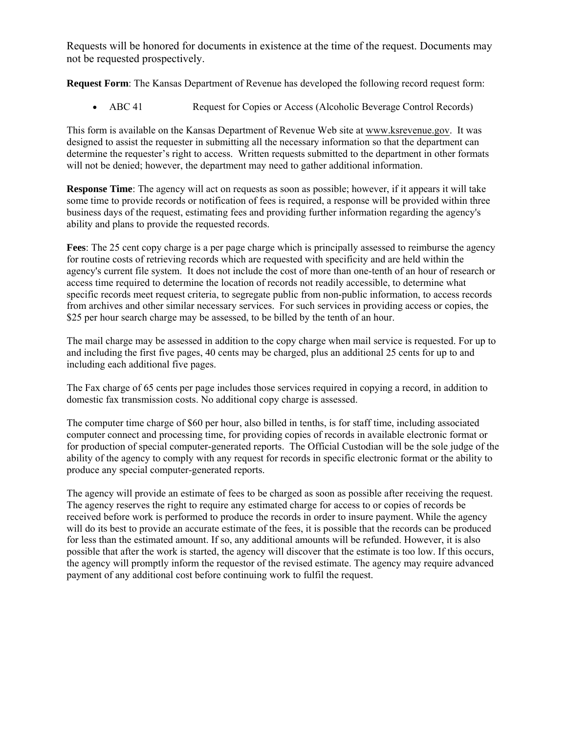Requests will be honored for documents in existence at the time of the request. Documents may not be requested prospectively.

**Request Form**: The Kansas Department of Revenue has developed the following record request form:

- ABC 41 Request for Copies or Access (Alcoholic Beverage Control Records)

This form is available on the Kansas Department of Revenue Web site at www.ksrevenue.gov. It was designed to assist the requester in submitting all the necessary information so that the department can determine the requester's right to access. Written requests submitted to the department in other formats will not be denied; however, the department may need to gather additional information.

**Response Time**: The agency will act on requests as soon as possible; however, if it appears it will take some time to provide records or notification of fees is required, a response will be provided within three business days of the request, estimating fees and providing further information regarding the agency's ability and plans to provide the requested records.

**Fees**: The 25 cent copy charge is a per page charge which is principally assessed to reimburse the agency for routine costs of retrieving records which are requested with specificity and are held within the agency's current file system. It does not include the cost of more than one-tenth of an hour of research or access time required to determine the location of records not readily accessible, to determine what specific records meet request criteria, to segregate public from non-public information, to access records from archives and other similar necessary services. For such services in providing access or copies, the $25 per hour search charge may be assessed, to be billed by the tenth of an hour.

The mail charge may be assessed in addition to the copy charge when mail service is requested. For up to and including the first five pages, 40 cents may be charged, plus an additional 25 cents for up to and including each additional five pages.

The Fax charge of 65 cents per page includes those services required in copying a record, in addition to domestic fax transmission costs. No additional copy charge is assessed.

The computer time charge of $60 per hour, also billed in tenths, is for staff time, including associated computer connect and processing time, for providing copies of records in available electronic format or for production of special computer-generated reports. The Official Custodian will be the sole judge of the ability of the agency to comply with any request for records in specific electronic format or the ability to produce any special computer-generated reports.

The agency will provide an estimate of fees to be charged as soon as possible after receiving the request. The agency reserves the right to require any estimated charge for access to or copies of records be received before work is performed to produce the records in order to insure payment. While the agency will do its best to provide an accurate estimate of the fees, it is possible that the records can be produced for less than the estimated amount. If so, any additional amounts will be refunded. However, it is also possible that after the work is started, the agency will discover that the estimate is too low. If this occurs, the agency will promptly inform the requestor of the revised estimate. The agency may require advanced payment of any additional cost before continuing work to fulfil the request.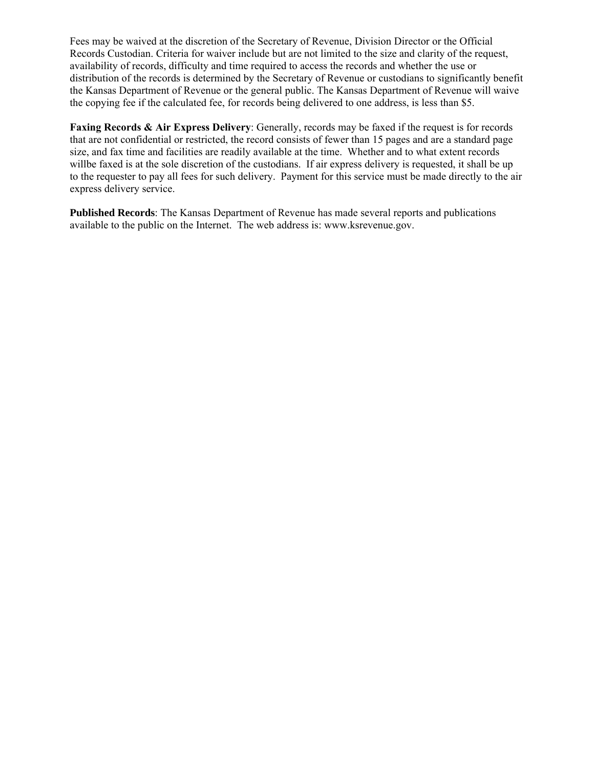Fees may be waived at the discretion of the Secretary of Revenue, Division Director or the Official Records Custodian. Criteria for waiver include but are not limited to the size and clarity of the request, availability of records, difficulty and time required to access the records and whether the use or distribution of the records is determined by the Secretary of Revenue or custodians to significantly benefit the Kansas Department of Revenue or the general public. The Kansas Department of Revenue will waive the copying fee if the calculated fee, for records being delivered to one address, is less than $5.

**Faxing Records & Air Express Delivery**: Generally, records may be faxed if the request is for records that are not confidential or restricted, the record consists of fewer than 15 pages and are a standard page size, and fax time and facilities are readily available at the time. Whether and to what extent records willbe faxed is at the sole discretion of the custodians. If air express delivery is requested, it shall be up to the requester to pay all fees for such delivery. Payment for this service must be made directly to the air express delivery service.

**Published Records**: The Kansas Department of Revenue has made several reports and publications available to the public on the Internet. The web address is: www.ksrevenue.gov.